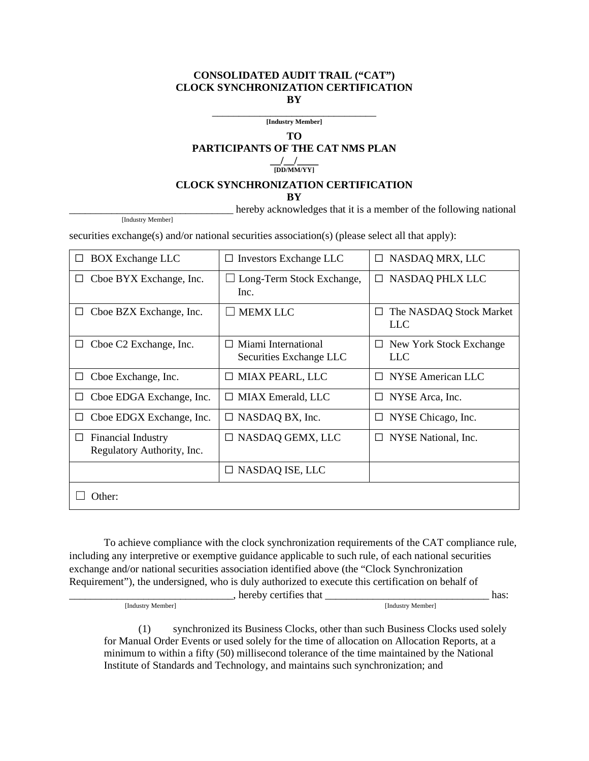**CONSOLIDATED AUDIT TRAIL ("CAT")**
**CLOCK SYNCHRONIZATION CERTIFICATION**
**BY**

_______________________________
**[Industry Member]**

**TO**
**PARTICIPANTS OF THE CAT NMS PLAN**

**__/__/____**
**[DD/MM/YY]**

**CLOCK SYNCHRONIZATION CERTIFICATION**
**BY**

_______________________________ hereby acknowledges that it is a member of the following national
[Industry Member]

securities exchange(s) and/or national securities association(s) (please select all that apply):

| | | |
|---|---|---|
| ☐ BOX Exchange LLC | ☐ Investors Exchange LLC | ☐ NASDAQ MRX, LLC |
| ☐ Cboe BYX Exchange, Inc. | ☐ Long-Term Stock Exchange, Inc. | ☐ NASDAQ PHLX LLC |
| ☐ Cboe BZX Exchange, Inc. | ☐ MEMX LLC | ☐ The NASDAQ Stock Market LLC |
| ☐ Cboe C2 Exchange, Inc. | ☐ Miami International Securities Exchange LLC | ☐ New York Stock Exchange LLC |
| ☐ Cboe Exchange, Inc. | ☐ MIAX PEARL, LLC | ☐ NYSE American LLC |
| ☐ Cboe EDGA Exchange, Inc. | ☐ MIAX Emerald, LLC | ☐ NYSE Arca, Inc. |
| ☐ Cboe EDGX Exchange, Inc. | ☐ NASDAQ BX, Inc. | ☐ NYSE Chicago, Inc. |
| ☐ Financial Industry Regulatory Authority, Inc. | ☐ NASDAQ GEMX, LLC | ☐ NYSE National, Inc. |
| | ☐ NASDAQ ISE, LLC | |
| ☐ Other: | | |

To achieve compliance with the clock synchronization requirements of the CAT compliance rule, including any interpretive or exemptive guidance applicable to such rule, of each national securities exchange and/or national securities association identified above (the "Clock Synchronization Requirement"), the undersigned, who is duly authorized to execute this certification on behalf of _______________________________, hereby certifies that _______________________________ has:
[Industry Member] [Industry Member]

(1) synchronized its Business Clocks, other than such Business Clocks used solely for Manual Order Events or used solely for the time of allocation on Allocation Reports, at a minimum to within a fifty (50) millisecond tolerance of the time maintained by the National Institute of Standards and Technology, and maintains such synchronization; and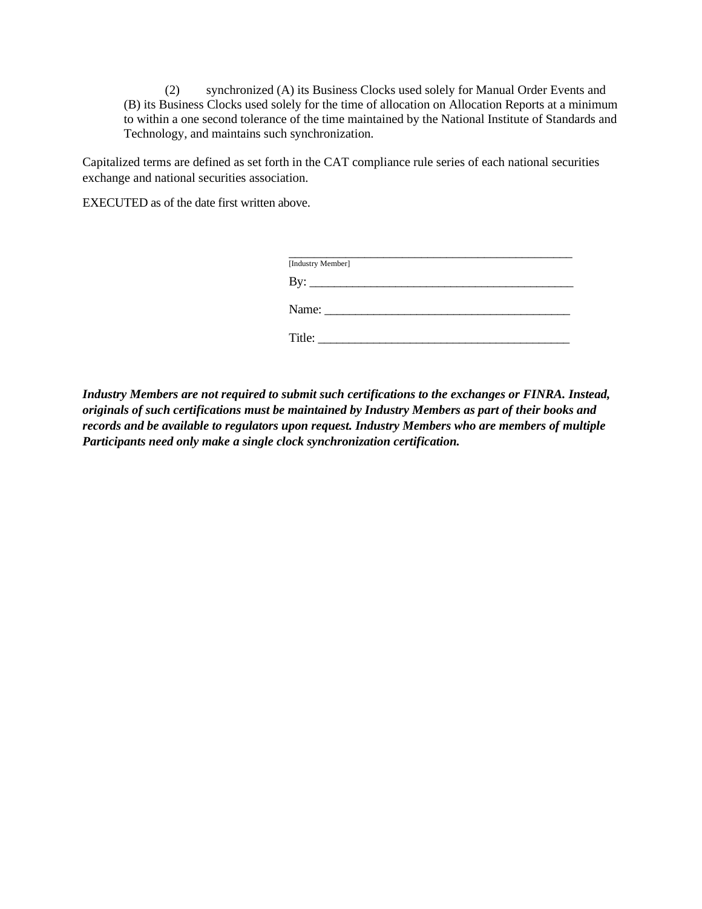(2) synchronized (A) its Business Clocks used solely for Manual Order Events and (B) its Business Clocks used solely for the time of allocation on Allocation Reports at a minimum to within a one second tolerance of the time maintained by the National Institute of Standards and Technology, and maintains such synchronization.

Capitalized terms are defined as set forth in the CAT compliance rule series of each national securities exchange and national securities association.

EXECUTED as of the date first written above.

_______________________________________________
[Industry Member]

By: _____________________________________________

Name: __________________________________________

Title: ___________________________________________

***Industry Members are not required to submit such certifications to the exchanges or FINRA. Instead, originals of such certifications must be maintained by Industry Members as part of their books and records and be available to regulators upon request. Industry Members who are members of multiple Participants need only make a single clock synchronization certification.***